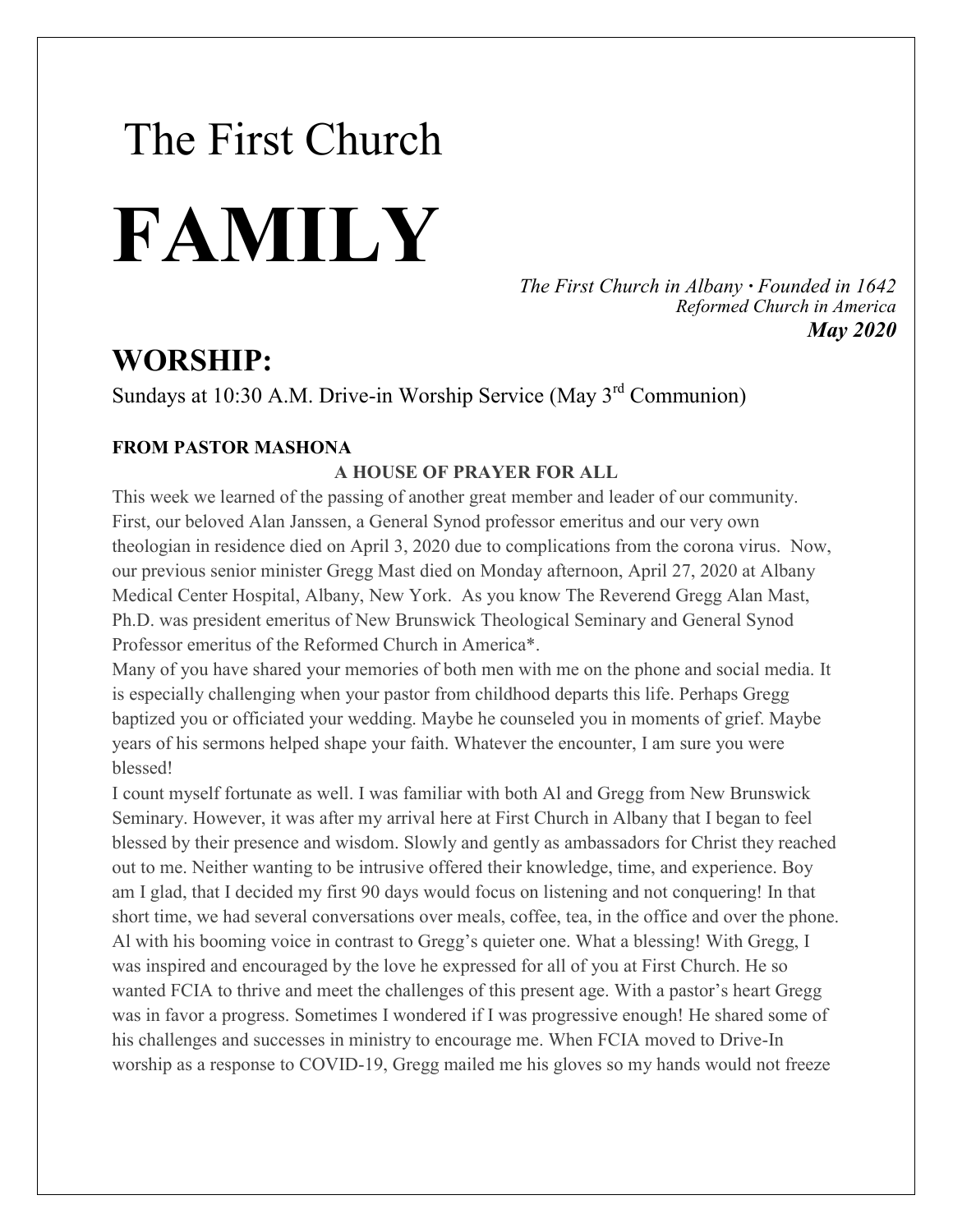The First Church

# FAMILY

*The First Church in Albany · Founded in 1642*
*Reformed Church in America*
***May 2020***

## WORSHIP:

Sundays at 10:30 A.M. Drive-in Worship Service (May 3rd Communion)

**FROM PASTOR MASHONA**

**A HOUSE OF PRAYER FOR ALL**

This week we learned of the passing of another great member and leader of our community. First, our beloved Alan Janssen, a General Synod professor emeritus and our very own theologian in residence died on April 3, 2020 due to complications from the corona virus. Now, our previous senior minister Gregg Mast died on Monday afternoon, April 27, 2020 at Albany Medical Center Hospital, Albany, New York. As you know The Reverend Gregg Alan Mast, Ph.D. was president emeritus of New Brunswick Theological Seminary and General Synod Professor emeritus of the Reformed Church in America*.

Many of you have shared your memories of both men with me on the phone and social media. It is especially challenging when your pastor from childhood departs this life. Perhaps Gregg baptized you or officiated your wedding. Maybe he counseled you in moments of grief. Maybe years of his sermons helped shape your faith. Whatever the encounter, I am sure you were blessed!

I count myself fortunate as well. I was familiar with both Al and Gregg from New Brunswick Seminary. However, it was after my arrival here at First Church in Albany that I began to feel blessed by their presence and wisdom. Slowly and gently as ambassadors for Christ they reached out to me. Neither wanting to be intrusive offered their knowledge, time, and experience. Boy am I glad, that I decided my first 90 days would focus on listening and not conquering! In that short time, we had several conversations over meals, coffee, tea, in the office and over the phone. Al with his booming voice in contrast to Gregg's quieter one. What a blessing! With Gregg, I was inspired and encouraged by the love he expressed for all of you at First Church. He so wanted FCIA to thrive and meet the challenges of this present age. With a pastor's heart Gregg was in favor a progress. Sometimes I wondered if I was progressive enough! He shared some of his challenges and successes in ministry to encourage me. When FCIA moved to Drive-In worship as a response to COVID-19, Gregg mailed me his gloves so my hands would not freeze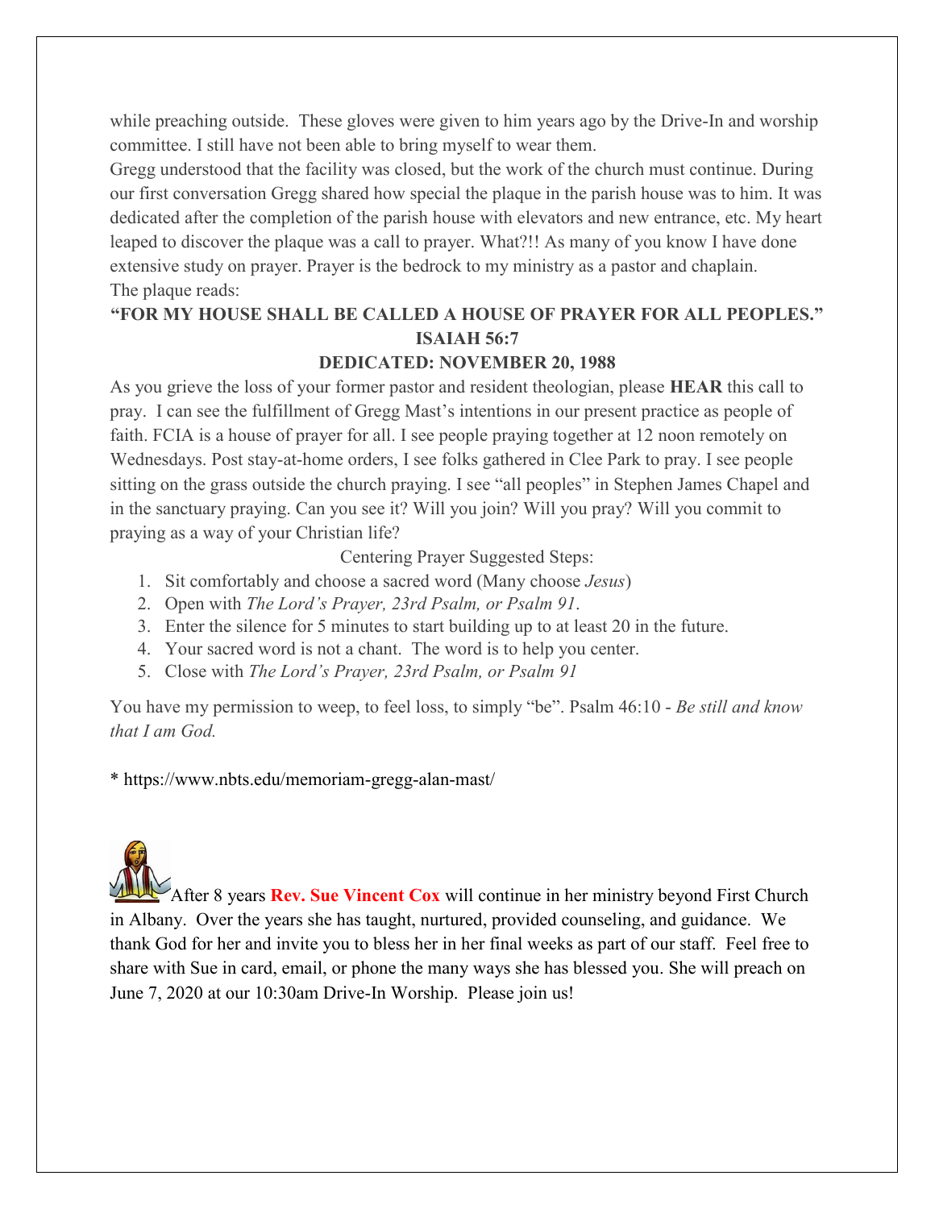while preaching outside. These gloves were given to him years ago by the Drive-In and worship committee. I still have not been able to bring myself to wear them.

Gregg understood that the facility was closed, but the work of the church must continue. During our first conversation Gregg shared how special the plaque in the parish house was to him. It was dedicated after the completion of the parish house with elevators and new entrance, etc. My heart leaped to discover the plaque was a call to prayer. What?!! As many of you know I have done extensive study on prayer. Prayer is the bedrock to my ministry as a pastor and chaplain.

The plaque reads:

**"FOR MY HOUSE SHALL BE CALLED A HOUSE OF PRAYER FOR ALL PEOPLES."**
**ISAIAH 56:7**
**DEDICATED: NOVEMBER 20, 1988**

As you grieve the loss of your former pastor and resident theologian, please **HEAR** this call to pray. I can see the fulfillment of Gregg Mast's intentions in our present practice as people of faith. FCIA is a house of prayer for all. I see people praying together at 12 noon remotely on Wednesdays. Post stay-at-home orders, I see folks gathered in Clee Park to pray. I see people sitting on the grass outside the church praying. I see "all peoples" in Stephen James Chapel and in the sanctuary praying. Can you see it? Will you join? Will you pray? Will you commit to praying as a way of your Christian life?

Centering Prayer Suggested Steps:

1. Sit comfortably and choose a sacred word (Many choose *Jesus*)
2. Open with *The Lord's Prayer, 23rd Psalm, or Psalm 91*.
3. Enter the silence for 5 minutes to start building up to at least 20 in the future.
4. Your sacred word is not a chant. The word is to help you center.
5. Close with *The Lord's Prayer, 23rd Psalm, or Psalm 91*

You have my permission to weep, to feel loss, to simply "be". Psalm 46:10 - *Be still and know that I am God.*

* https://www.nbts.edu/memoriam-gregg-alan-mast/

After 8 years **Rev. Sue Vincent Cox** will continue in her ministry beyond First Church in Albany. Over the years she has taught, nurtured, provided counseling, and guidance. We thank God for her and invite you to bless her in her final weeks as part of our staff. Feel free to share with Sue in card, email, or phone the many ways she has blessed you. She will preach on June 7, 2020 at our 10:30am Drive-In Worship. Please join us!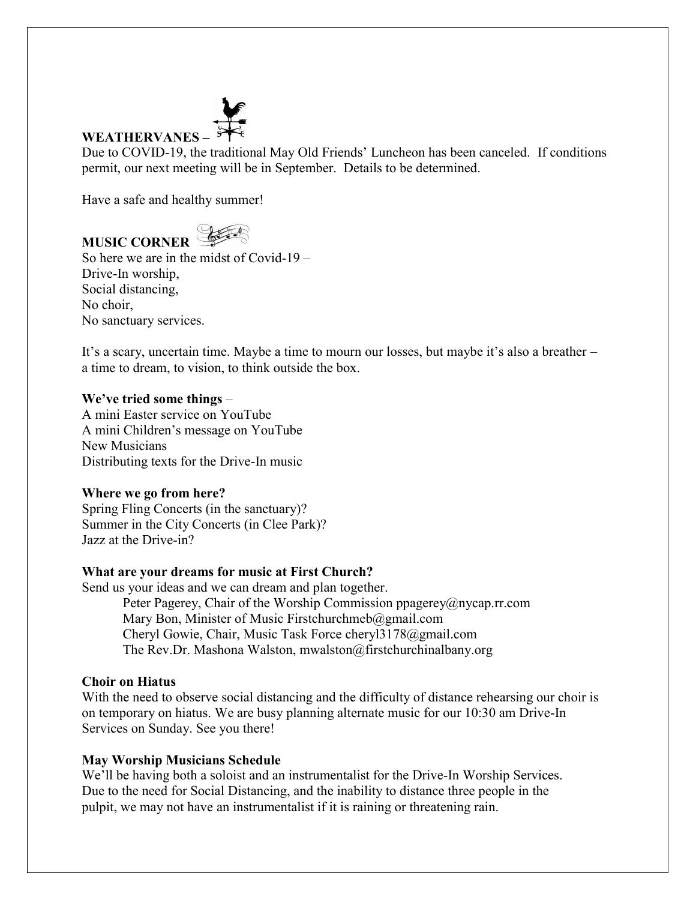## WEATHERVANES –

Due to COVID-19, the traditional May Old Friends' Luncheon has been canceled. If conditions permit, our next meeting will be in September. Details to be determined.

Have a safe and healthy summer!

## MUSIC CORNER

So here we are in the midst of Covid-19 –
Drive-In worship,
Social distancing,
No choir,
No sanctuary services.

It's a scary, uncertain time. Maybe a time to mourn our losses, but maybe it's also a breather – a time to dream, to vision, to think outside the box.

**We've tried some things** –
A mini Easter service on YouTube
A mini Children's message on YouTube
New Musicians
Distributing texts for the Drive-In music

**Where we go from here?**
Spring Fling Concerts (in the sanctuary)?
Summer in the City Concerts (in Clee Park)?
Jazz at the Drive-in?

**What are your dreams for music at First Church?**
Send us your ideas and we can dream and plan together.

Peter Pagerey, Chair of the Worship Commission ppagerey@nycap.rr.com
Mary Bon, Minister of Music Firstchurchmeb@gmail.com
Cheryl Gowie, Chair, Music Task Force cheryl3178@gmail.com
The Rev.Dr. Mashona Walston, mwalston@firstchurchinalbany.org

**Choir on Hiatus**
With the need to observe social distancing and the difficulty of distance rehearsing our choir is on temporary on hiatus. We are busy planning alternate music for our 10:30 am Drive-In Services on Sunday. See you there!

**May Worship Musicians Schedule**
We'll be having both a soloist and an instrumentalist for the Drive-In Worship Services. Due to the need for Social Distancing, and the inability to distance three people in the pulpit, we may not have an instrumentalist if it is raining or threatening rain.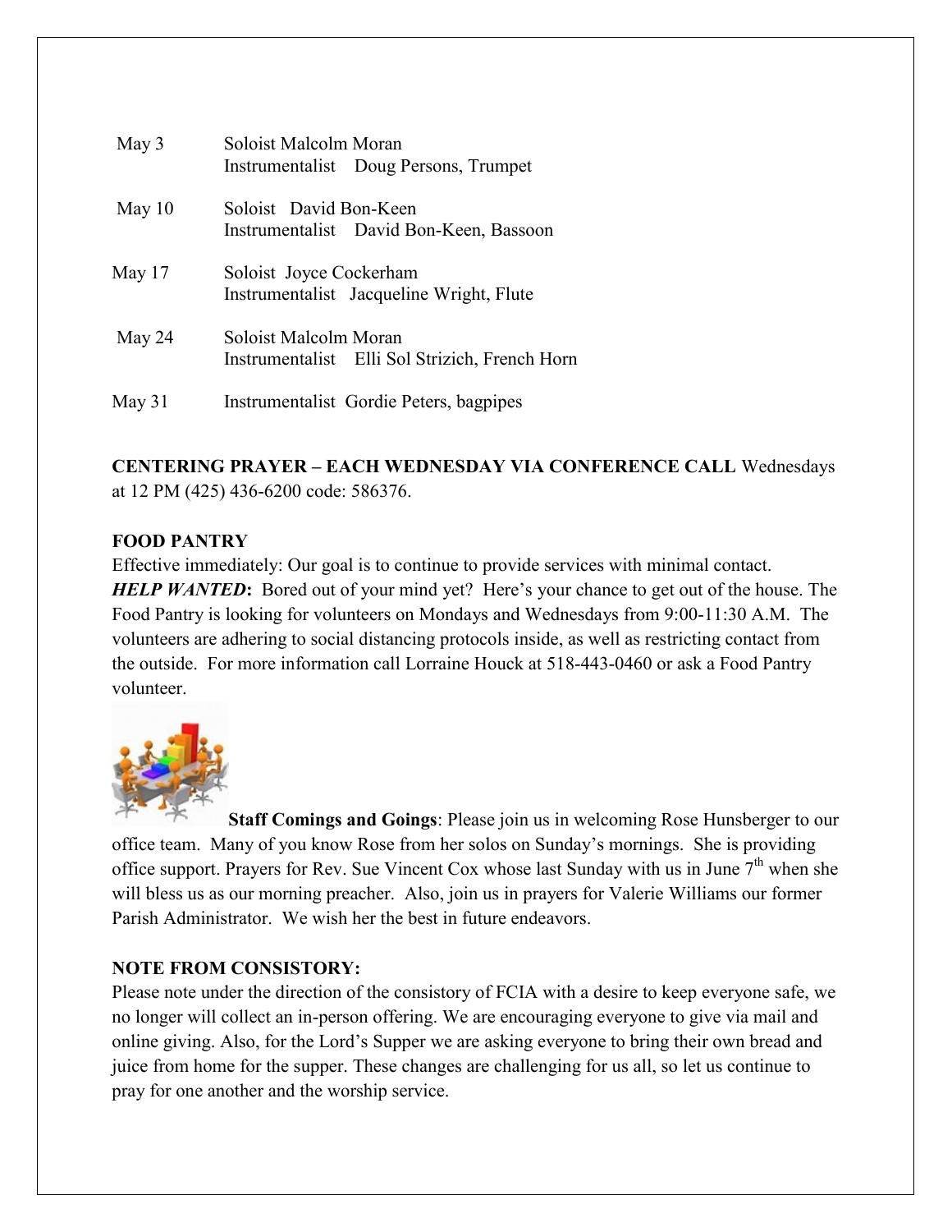| | |
|---|---|
| May 3 | Soloist Malcolm Moran<br>Instrumentalist Doug Persons, Trumpet |
| May 10 | Soloist David Bon-Keen<br>Instrumentalist David Bon-Keen, Bassoon |
| May 17 | Soloist Joyce Cockerham<br>Instrumentalist Jacqueline Wright, Flute |
| May 24 | Soloist Malcolm Moran<br>Instrumentalist Elli Sol Strizich, French Horn |
| May 31 | Instrumentalist Gordie Peters, bagpipes |

**CENTERING PRAYER – EACH WEDNESDAY VIA CONFERENCE CALL** Wednesdays at 12 PM (425) 436-6200 code: 586376.

**FOOD PANTRY**

Effective immediately: Our goal is to continue to provide services with minimal contact. ***HELP WANTED*:** Bored out of your mind yet? Here's your chance to get out of the house. The Food Pantry is looking for volunteers on Mondays and Wednesdays from 9:00-11:30 A.M. The volunteers are adhering to social distancing protocols inside, as well as restricting contact from the outside. For more information call Lorraine Houck at 518-443-0460 or ask a Food Pantry volunteer.

**Staff Comings and Goings**: Please join us in welcoming Rose Hunsberger to our office team. Many of you know Rose from her solos on Sunday's mornings. She is providing office support. Prayers for Rev. Sue Vincent Cox whose last Sunday with us in June 7th when she will bless us as our morning preacher. Also, join us in prayers for Valerie Williams our former Parish Administrator. We wish her the best in future endeavors.

**NOTE FROM CONSISTORY:**

Please note under the direction of the consistory of FCIA with a desire to keep everyone safe, we no longer will collect an in-person offering. We are encouraging everyone to give via mail and online giving. Also, for the Lord's Supper we are asking everyone to bring their own bread and juice from home for the supper. These changes are challenging for us all, so let us continue to pray for one another and the worship service.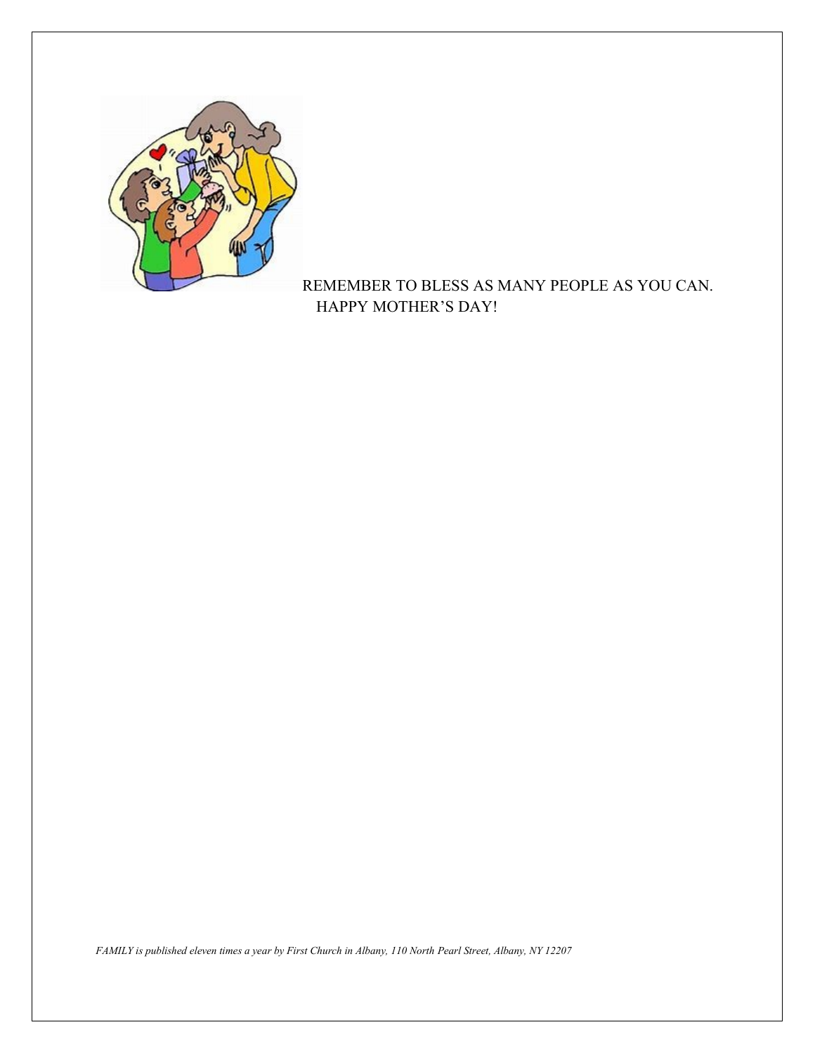REMEMBER TO BLESS AS MANY PEOPLE AS YOU CAN.
HAPPY MOTHER'S DAY!

*FAMILY is published eleven times a year by First Church in Albany, 110 North Pearl Street, Albany, NY 12207*